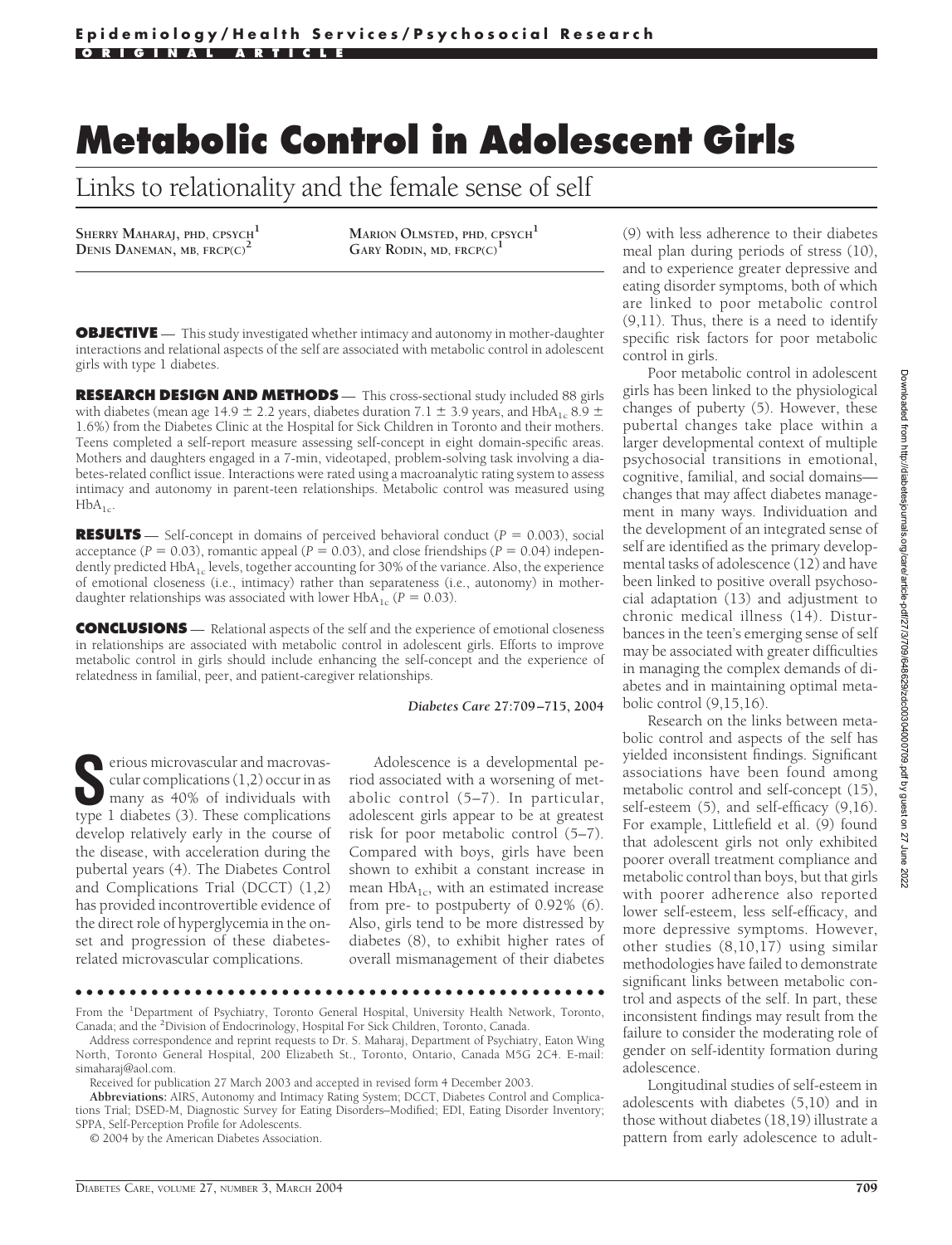# Metabolic Control in Adolescent Girls

## Links to relationality and the female sense of self

SHERRY MAHARAJ, PHD, CPSYCH[1]
DENIS DANEMAN, MB, FRCP(C)[2]
MARION OLMSTED, PHD, CPSYCH[1]
GARY RODIN, MD, FRCP(C)[1]

**OBJECTIVE** — This study investigated whether intimacy and autonomy in mother-daughter interactions and relational aspects of the self are associated with metabolic control in adolescent girls with type 1 diabetes.

**RESEARCH DESIGN AND METHODS** — This cross-sectional study included 88 girls with diabetes (mean age 14.9 ± 2.2 years, diabetes duration 7.1 ± 3.9 years, and $HbA_{1c}$ 8.9 ± 1.6%) from the Diabetes Clinic at the Hospital for Sick Children in Toronto and their mothers. Teens completed a self-report measure assessing self-concept in eight domain-specific areas. Mothers and daughters engaged in a 7-min, videotaped, problem-solving task involving a diabetes-related conflict issue. Interactions were rated using a macroanalytic rating system to assess intimacy and autonomy in parent-teen relationships. Metabolic control was measured using $HbA_{1c}$.

**RESULTS** — Self-concept in domains of perceived behavioral conduct ($P = 0.003$), social acceptance ($P = 0.03$), romantic appeal ($P = 0.03$), and close friendships ($P = 0.04$) independently predicted $HbA_{1c}$ levels, together accounting for 30% of the variance. Also, the experience of emotional closeness (i.e., intimacy) rather than separateness (i.e., autonomy) in mother-daughter relationships was associated with lower $HbA_{1c}$ ($P = 0.03$).

**CONCLUSIONS** — Relational aspects of the self and the experience of emotional closeness in relationships are associated with metabolic control in adolescent girls. Efforts to improve metabolic control in girls should include enhancing the self-concept and the experience of relatedness in familial, peer, and patient-caregiver relationships.

*Diabetes Care* 27:709–715, 2004

Serious microvascular and macrovascular complications (1,2) occur in as many as 40% of individuals with type 1 diabetes (3). These complications develop relatively early in the course of the disease, with acceleration during the pubertal years (4). The Diabetes Control and Complications Trial (DCCT) (1,2) has provided incontrovertible evidence of the direct role of hyperglycemia in the onset and progression of these diabetes-related microvascular complications.

Adolescence is a developmental period associated with a worsening of metabolic control (5–7). In particular, adolescent girls appear to be at greatest risk for poor metabolic control (5–7). Compared with boys, girls have been shown to exhibit a constant increase in mean $HbA_{1c}$, with an estimated increase from pre- to postpuberty of 0.92% (6). Also, girls tend to be more distressed by diabetes (8), to exhibit higher rates of overall mismanagement of their diabetes (9) with less adherence to their diabetes meal plan during periods of stress (10), and to experience greater depressive and eating disorder symptoms, both of which are linked to poor metabolic control (9,11). Thus, there is a need to identify specific risk factors for poor metabolic control in girls.

Poor metabolic control in adolescent girls has been linked to the physiological changes of puberty (5). However, these pubertal changes take place within a larger developmental context of multiple psychosocial transitions in emotional, cognitive, familial, and social domains—changes that may affect diabetes management in many ways. Individuation and the development of an integrated sense of self are identified as the primary developmental tasks of adolescence (12) and have been linked to positive overall psychosocial adaptation (13) and adjustment to chronic medical illness (14). Disturbances in the teen's emerging sense of self may be associated with greater difficulties in managing the complex demands of diabetes and in maintaining optimal metabolic control (9,15,16).

Research on the links between metabolic control and aspects of the self has yielded inconsistent findings. Significant associations have been found among metabolic control and self-concept (15), self-esteem (5), and self-efficacy (9,16). For example, Littlefield et al. (9) found that adolescent girls not only exhibited poorer overall treatment compliance and metabolic control than boys, but that girls with poorer adherence also reported lower self-esteem, less self-efficacy, and more depressive symptoms. However, other studies (8,10,17) using similar methodologies have failed to demonstrate significant links between metabolic control and aspects of the self. In part, these inconsistent findings may result from the failure to consider the moderating role of gender on self-identity formation during adolescence.

Longitudinal studies of self-esteem in adolescents with diabetes (5,10) and in those without diabetes (18,19) illustrate a pattern from early adolescence to adult-

From the [1]Department of Psychiatry, Toronto General Hospital, University Health Network, Toronto, Canada; and the [2]Division of Endocrinology, Hospital For Sick Children, Toronto, Canada.

Address correspondence and reprint requests to Dr. S. Maharaj, Department of Psychiatry, Eaton Wing North, Toronto General Hospital, 200 Elizabeth St., Toronto, Ontario, Canada M5G 2C4. E-mail: simaharaj@aol.com.

Received for publication 27 March 2003 and accepted in revised form 4 December 2003.

**Abbreviations:** AIRS, Autonomy and Intimacy Rating System; DCCT, Diabetes Control and Complications Trial; DSED-M, Diagnostic Survey for Eating Disorders–Modified; EDI, Eating Disorder Inventory; SPPA, Self-Perception Profile for Adolescents.

© 2004 by the American Diabetes Association.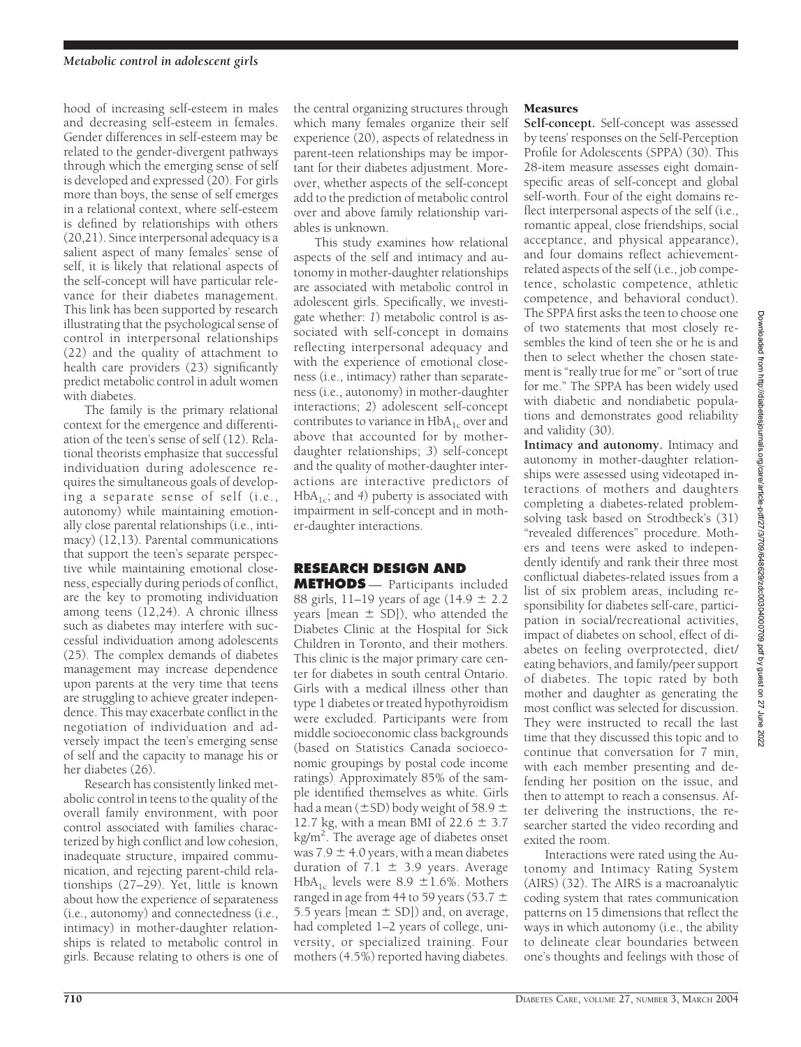hood of increasing self-esteem in males and decreasing self-esteem in females. Gender differences in self-esteem may be related to the gender-divergent pathways through which the emerging sense of self is developed and expressed (20). For girls more than boys, the sense of self emerges in a relational context, where self-esteem is defined by relationships with others (20,21). Since interpersonal adequacy is a salient aspect of many females' sense of self, it is likely that relational aspects of the self-concept will have particular relevance for their diabetes management. This link has been supported by research illustrating that the psychological sense of control in interpersonal relationships (22) and the quality of attachment to health care providers (23) significantly predict metabolic control in adult women with diabetes.

The family is the primary relational context for the emergence and differentiation of the teen's sense of self (12). Relational theorists emphasize that successful individuation during adolescence requires the simultaneous goals of developing a separate sense of self (i.e., autonomy) while maintaining emotionally close parental relationships (i.e., intimacy) (12,13). Parental communications that support the teen's separate perspective while maintaining emotional closeness, especially during periods of conflict, are the key to promoting individuation among teens (12,24). A chronic illness such as diabetes may interfere with successful individuation among adolescents (25). The complex demands of diabetes management may increase dependence upon parents at the very time that teens are struggling to achieve greater independence. This may exacerbate conflict in the negotiation of individuation and adversely impact the teen's emerging sense of self and the capacity to manage his or her diabetes (26).

Research has consistently linked metabolic control in teens to the quality of the overall family environment, with poor control associated with families characterized by high conflict and low cohesion, inadequate structure, impaired communication, and rejecting parent-child relationships (27–29). Yet, little is known about how the experience of separateness (i.e., autonomy) and connectedness (i.e., intimacy) in mother-daughter relationships is related to metabolic control in girls. Because relating to others is one of the central organizing structures through which many females organize their self experience (20), aspects of relatedness in parent-teen relationships may be important for their diabetes adjustment. Moreover, whether aspects of the self-concept add to the prediction of metabolic control over and above family relationship variables is unknown.

This study examines how relational aspects of the self and intimacy and autonomy in mother-daughter relationships are associated with metabolic control in adolescent girls. Specifically, we investigate whether: *1*) metabolic control is associated with self-concept in domains reflecting interpersonal adequacy and with the experience of emotional closeness (i.e., intimacy) rather than separateness (i.e., autonomy) in mother-daughter interactions; *2*) adolescent self-concept contributes to variance in $HbA_{1c}$ over and above that accounted for by mother-daughter relationships; *3*) self-concept and the quality of mother-daughter interactions are interactive predictors of $HbA_{1c}$; and *4*) puberty is associated with impairment in self-concept and in mother-daughter interactions.

## RESEARCH DESIGN AND METHODS

Participants included 88 girls, 11–19 years of age ($14.9 \pm 2.2$ years [mean $\pm$ SD]), who attended the Diabetes Clinic at the Hospital for Sick Children in Toronto, and their mothers. This clinic is the major primary care center for diabetes in south central Ontario. Girls with a medical illness other than type 1 diabetes or treated hypothyroidism were excluded. Participants were from middle socioeconomic class backgrounds (based on Statistics Canada socioeconomic groupings by postal code income ratings). Approximately 85% of the sample identified themselves as white. Girls had a mean ($\pm$SD) body weight of $58.9 \pm 12.7$ kg, with a mean BMI of $22.6 \pm 3.7$ kg/m$^2$. The average age of diabetes onset was $7.9 \pm 4.0$ years, with a mean diabetes duration of $7.1 \pm 3.9$ years. Average $HbA_{1c}$ levels were $8.9 \pm 1.6\%$. Mothers ranged in age from 44 to 59 years ($53.7 \pm 5.5$ years [mean $\pm$ SD]) and, on average, had completed 1–2 years of college, university, or specialized training. Four mothers (4.5%) reported having diabetes.

### Measures

**Self-concept.** Self-concept was assessed by teens' responses on the Self-Perception Profile for Adolescents (SPPA) (30). This 28-item measure assesses eight domain-specific areas of self-concept and global self-worth. Four of the eight domains reflect interpersonal aspects of the self (i.e., romantic appeal, close friendships, social acceptance, and physical appearance), and four domains reflect achievement-related aspects of the self (i.e., job competence, scholastic competence, athletic competence, and behavioral conduct). The SPPA first asks the teen to choose one of two statements that most closely resembles the kind of teen she or he is and then to select whether the chosen statement is "really true for me" or "sort of true for me." The SPPA has been widely used with diabetic and nondiabetic populations and demonstrates good reliability and validity (30).

**Intimacy and autonomy.** Intimacy and autonomy in mother-daughter relationships were assessed using videotaped interactions of mothers and daughters completing a diabetes-related problem-solving task based on Strodtbeck's (31) "revealed differences" procedure. Mothers and teens were asked to independently identify and rank their three most conflictual diabetes-related issues from a list of six problem areas, including responsibility for diabetes self-care, participation in social/recreational activities, impact of diabetes on school, effect of diabetes on feeling overprotected, diet/eating behaviors, and family/peer support of diabetes. The topic rated by both mother and daughter as generating the most conflict was selected for discussion. They were instructed to recall the last time that they discussed this topic and to continue that conversation for 7 min, with each member presenting and defending her position on the issue, and then to attempt to reach a consensus. After delivering the instructions, the researcher started the video recording and exited the room.

Interactions were rated using the Autonomy and Intimacy Rating System (AIRS) (32). The AIRS is a macroanalytic coding system that rates communication patterns on 15 dimensions that reflect the ways in which autonomy (i.e., the ability to delineate clear boundaries between one's thoughts and feelings with those of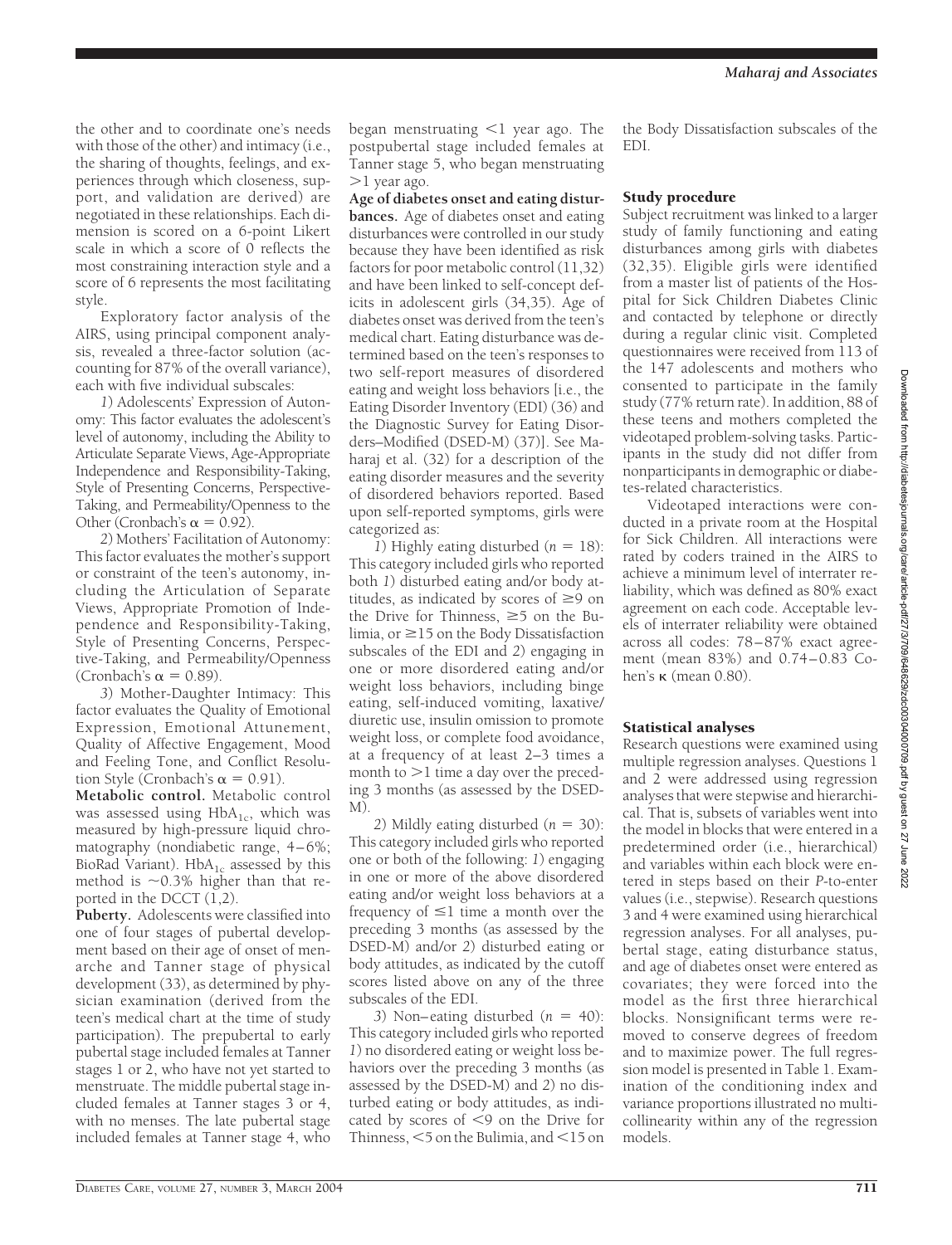the other and to coordinate one's needs with those of the other) and intimacy (i.e., the sharing of thoughts, feelings, and experiences through which closeness, support, and validation are derived) are negotiated in these relationships. Each dimension is scored on a 6-point Likert scale in which a score of 0 reflects the most constraining interaction style and a score of 6 represents the most facilitating style.

Exploratory factor analysis of the AIRS, using principal component analysis, revealed a three-factor solution (accounting for 87% of the overall variance), each with five individual subscales:

*1*) Adolescents' Expression of Autonomy: This factor evaluates the adolescent's level of autonomy, including the Ability to Articulate Separate Views, Age-Appropriate Independence and Responsibility-Taking, Style of Presenting Concerns, Perspective-Taking, and Permeability/Openness to the Other (Cronbach's $\alpha = 0.92$).

*2*) Mothers' Facilitation of Autonomy: This factor evaluates the mother's support or constraint of the teen's autonomy, including the Articulation of Separate Views, Appropriate Promotion of Independence and Responsibility-Taking, Style of Presenting Concerns, Perspective-Taking, and Permeability/Openness (Cronbach's $\alpha = 0.89$).

*3*) Mother-Daughter Intimacy: This factor evaluates the Quality of Emotional Expression, Emotional Attunement, Quality of Affective Engagement, Mood and Feeling Tone, and Conflict Resolution Style (Cronbach's $\alpha = 0.91$).

**Metabolic control.** Metabolic control was assessed using $HbA_{1c}$, which was measured by high-pressure liquid chromatography (nondiabetic range, 4–6%; BioRad Variant). $HbA_{1c}$ assessed by this method is ~0.3% higher than that reported in the DCCT (1,2).

**Puberty.** Adolescents were classified into one of four stages of pubertal development based on their age of onset of menarche and Tanner stage of physical development (33), as determined by physician examination (derived from the teen's medical chart at the time of study participation). The prepubertal to early pubertal stage included females at Tanner stages 1 or 2, who have not yet started to menstruate. The middle pubertal stage included females at Tanner stages 3 or 4, with no menses. The late pubertal stage included females at Tanner stage 4, who began menstruating <1 year ago. The postpubertal stage included females at Tanner stage 5, who began menstruating >1 year ago.

**Age of diabetes onset and eating disturbances.** Age of diabetes onset and eating disturbances were controlled in our study because they have been identified as risk factors for poor metabolic control (11,32) and have been linked to self-concept deficits in adolescent girls (34,35). Age of diabetes onset was derived from the teen's medical chart. Eating disturbance was determined based on the teen's responses to two self-report measures of disordered eating and weight loss behaviors [i.e., the Eating Disorder Inventory (EDI) (36) and the Diagnostic Survey for Eating Disorders–Modified (DSED-M) (37)]. See Maharaj et al. (32) for a description of the eating disorder measures and the severity of disordered behaviors reported. Based upon self-reported symptoms, girls were categorized as:

*1*) Highly eating disturbed ($n = 18$): This category included girls who reported both *1*) disturbed eating and/or body attitudes, as indicated by scores of ≥9 on the Drive for Thinness, ≥5 on the Bulimia, or ≥15 on the Body Dissatisfaction subscales of the EDI and *2*) engaging in one or more disordered eating and/or weight loss behaviors, including binge eating, self-induced vomiting, laxative/diuretic use, insulin omission to promote weight loss, or complete food avoidance, at a frequency of at least 2–3 times a month to >1 time a day over the preceding 3 months (as assessed by the DSED-M).

*2*) Mildly eating disturbed ($n = 30$): This category included girls who reported one or both of the following: *1*) engaging in one or more of the above disordered eating and/or weight loss behaviors at a frequency of ≤1 time a month over the preceding 3 months (as assessed by the DSED-M) and/or *2*) disturbed eating or body attitudes, as indicated by the cutoff scores listed above on any of the three subscales of the EDI.

*3*) Non–eating disturbed ($n = 40$): This category included girls who reported *1*) no disordered eating or weight loss behaviors over the preceding 3 months (as assessed by the DSED-M) and *2*) no disturbed eating or body attitudes, as indicated by scores of <9 on the Drive for Thinness, <5 on the Bulimia, and <15 on the Body Dissatisfaction subscales of the EDI.

## Study procedure

Subject recruitment was linked to a larger study of family functioning and eating disturbances among girls with diabetes (32,35). Eligible girls were identified from a master list of patients of the Hospital for Sick Children Diabetes Clinic and contacted by telephone or directly during a regular clinic visit. Completed questionnaires were received from 113 of the 147 adolescents and mothers who consented to participate in the family study (77% return rate). In addition, 88 of these teens and mothers completed the videotaped problem-solving tasks. Participants in the study did not differ from nonparticipants in demographic or diabetes-related characteristics.

Videotaped interactions were conducted in a private room at the Hospital for Sick Children. All interactions were rated by coders trained in the AIRS to achieve a minimum level of interrater reliability, which was defined as 80% exact agreement on each code. Acceptable levels of interrater reliability were obtained across all codes: 78–87% exact agreement (mean 83%) and 0.74–0.83 Cohen's κ (mean 0.80).

## Statistical analyses

Research questions were examined using multiple regression analyses. Questions 1 and 2 were addressed using regression analyses that were stepwise and hierarchical. That is, subsets of variables went into the model in blocks that were entered in a predetermined order (i.e., hierarchical) and variables within each block were entered in steps based on their *P*-to-enter values (i.e., stepwise). Research questions 3 and 4 were examined using hierarchical regression analyses. For all analyses, pubertal stage, eating disturbance status, and age of diabetes onset were entered as covariates; they were forced into the model as the first three hierarchical blocks. Nonsignificant terms were removed to conserve degrees of freedom and to maximize power. The full regression model is presented in Table 1. Examination of the conditioning index and variance proportions illustrated no multicollinearity within any of the regression models.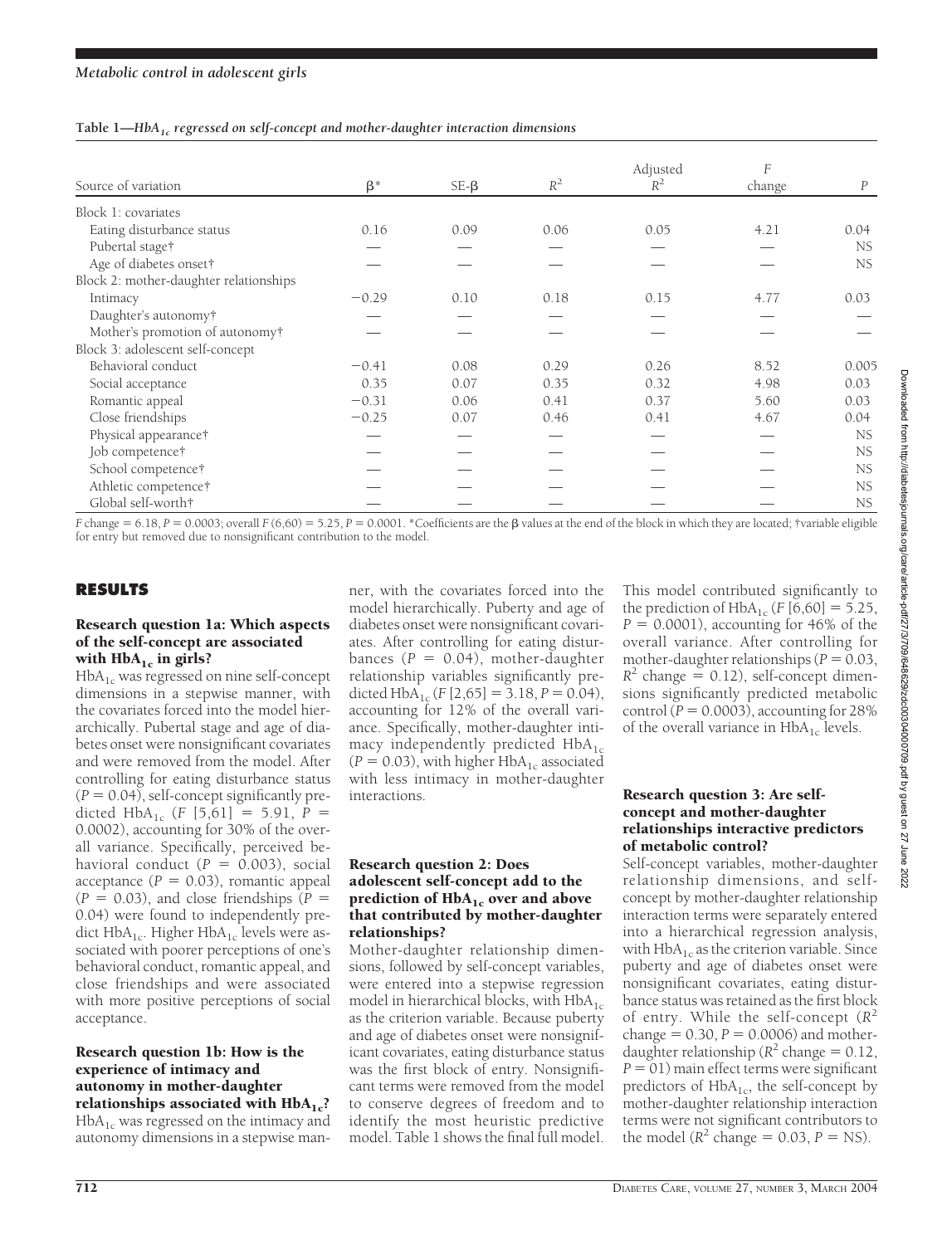**Table 1—$HbA_{1c}$ regressed on self-concept and mother-daughter interaction dimensions**

| Source of variation | β* | SE-β | $R^2$ | Adjusted $R^2$ | $F$ change | $P$ |
|---|---|---|---|---|---|---|
| Block 1: covariates | | | | | | |
| Eating disturbance status | 0.16 | 0.09 | 0.06 | 0.05 | 4.21 | 0.04 |
| Pubertal stage† | — | — | — | — | — | NS |
| Age of diabetes onset† | — | — | — | — | — | NS |
| Block 2: mother-daughter relationships | | | | | | |
| Intimacy | −0.29 | 0.10 | 0.18 | 0.15 | 4.77 | 0.03 |
| Daughter's autonomy† | — | — | — | — | — | — |
| Mother's promotion of autonomy† | — | — | — | — | — | — |
| Block 3: adolescent self-concept | | | | | | |
| Behavioral conduct | −0.41 | 0.08 | 0.29 | 0.26 | 8.52 | 0.005 |
| Social acceptance | 0.35 | 0.07 | 0.35 | 0.32 | 4.98 | 0.03 |
| Romantic appeal | −0.31 | 0.06 | 0.41 | 0.37 | 5.60 | 0.03 |
| Close friendships | −0.25 | 0.07 | 0.46 | 0.41 | 4.67 | 0.04 |
| Physical appearance† | — | — | — | — | — | NS |
| Job competence† | — | — | — | — | — | NS |
| School competence† | — | — | — | — | — | NS |
| Athletic competence† | — | — | — | — | — | NS |
| Global self-worth† | — | — | — | — | — | NS |

$F$ change = 6.18, $P$ = 0.0003; overall $F$ (6,60) = 5.25, $P$ = 0.0001. *Coefficients are the β values at the end of the block in which they are located; †variable eligible for entry but removed due to nonsignificant contribution to the model.

## RESULTS

### Research question 1a: Which aspects of the self-concept are associated with $HbA_{1c}$ in girls?

$HbA_{1c}$ was regressed on nine self-concept dimensions in a stepwise manner, with the covariates forced into the model hierarchically. Pubertal stage and age of diabetes onset were nonsignificant covariates and were removed from the model. After controlling for eating disturbance status ($P = 0.04$), self-concept significantly predicted $HbA_{1c}$ ($F$ [5,61] = 5.91, $P$ = 0.0002), accounting for 30% of the overall variance. Specifically, perceived behavioral conduct ($P$ = 0.003), social acceptance ($P$ = 0.03), romantic appeal ($P$ = 0.03), and close friendships ($P$ = 0.04) were found to independently predict $HbA_{1c}$. Higher $HbA_{1c}$ levels were associated with poorer perceptions of one's behavioral conduct, romantic appeal, and close friendships and were associated with more positive perceptions of social acceptance.

### Research question 1b: How is the experience of intimacy and autonomy in mother-daughter relationships associated with $HbA_{1c}$?

$HbA_{1c}$ was regressed on the intimacy and autonomy dimensions in a stepwise manner, with the covariates forced into the model hierarchically. Puberty and age of diabetes onset were nonsignificant covariates. After controlling for eating disturbances ($P$ = 0.04), mother-daughter relationship variables significantly predicted $HbA_{1c}$ ($F$ [2,65] = 3.18, $P$ = 0.04), accounting for 12% of the overall variance. Specifically, mother-daughter intimacy independently predicted $HbA_{1c}$ ($P$ = 0.03), with higher $HbA_{1c}$ associated with less intimacy in mother-daughter interactions.

### Research question 2: Does adolescent self-concept add to the prediction of $HbA_{1c}$ over and above that contributed by mother-daughter relationships?

Mother-daughter relationship dimensions, followed by self-concept variables, were entered into a stepwise regression model in hierarchical blocks, with $HbA_{1c}$ as the criterion variable. Because puberty and age of diabetes onset were nonsignificant covariates, eating disturbance status was the first block of entry. Nonsignificant terms were removed from the model to conserve degrees of freedom and to identify the most heuristic predictive model. Table 1 shows the final full model. This model contributed significantly to the prediction of $HbA_{1c}$ ($F$ [6,60] = 5.25, $P$ = 0.0001), accounting for 46% of the overall variance. After controlling for mother-daughter relationships ($P$ = 0.03, $R^2$ change = 0.12), self-concept dimensions significantly predicted metabolic control ($P$ = 0.0003), accounting for 28% of the overall variance in $HbA_{1c}$ levels.

### Research question 3: Are self-concept and mother-daughter relationships interactive predictors of metabolic control?

Self-concept variables, mother-daughter relationship dimensions, and self-concept by mother-daughter relationship interaction terms were separately entered into a hierarchical regression analysis, with $HbA_{1c}$ as the criterion variable. Since puberty and age of diabetes onset were nonsignificant covariates, eating disturbance status was retained as the first block of entry. While the self-concept ($R^2$ change = 0.30, $P$ = 0.0006) and mother-daughter relationship ($R^2$ change = 0.12, $P$ = 01) main effect terms were significant predictors of $HbA_{1c}$, the self-concept by mother-daughter relationship interaction terms were not significant contributors to the model ($R^2$ change = 0.03, $P$ = NS).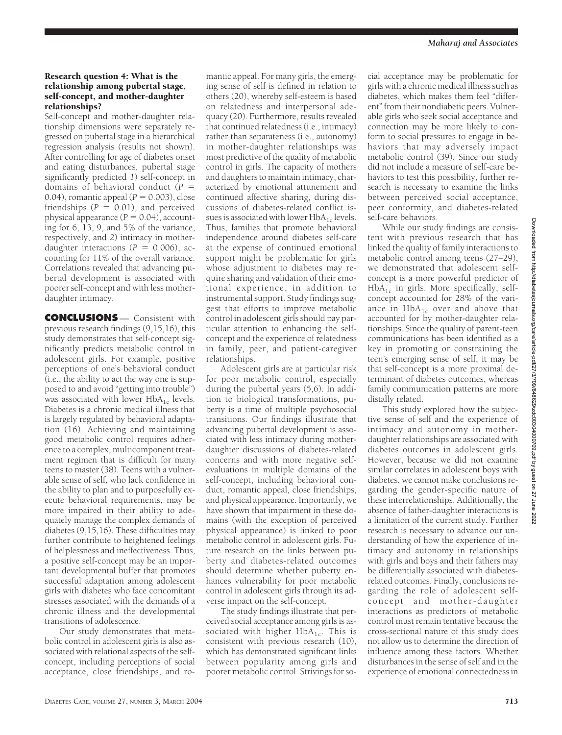### Research question 4: What is the relationship among pubertal stage, self-concept, and mother-daughter relationships?

Self-concept and mother-daughter relationship dimensions were separately regressed on pubertal stage in a hierarchical regression analysis (results not shown). After controlling for age of diabetes onset and eating disturbances, pubertal stage significantly predicted *1*) self-concept in domains of behavioral conduct ($P = 0.04$), romantic appeal ($P = 0.003$), close friendships ($P = 0.01$), and perceived physical appearance ($P = 0.04$), accounting for 6, 13, 9, and 5% of the variance, respectively, and *2*) intimacy in mother-daughter interactions ($P = 0.006$), accounting for 11% of the overall variance. Correlations revealed that advancing pubertal development is associated with poorer self-concept and with less mother-daughter intimacy.

## CONCLUSIONS

Consistent with previous research findings (9,15,16), this study demonstrates that self-concept significantly predicts metabolic control in adolescent girls. For example, positive perceptions of one's behavioral conduct (i.e., the ability to act the way one is supposed to and avoid "getting into trouble") was associated with lower $HbA_{1c}$ levels. Diabetes is a chronic medical illness that is largely regulated by behavioral adaptation (16). Achieving and maintaining good metabolic control requires adherence to a complex, multicomponent treatment regimen that is difficult for many teens to master (38). Teens with a vulnerable sense of self, who lack confidence in the ability to plan and to purposefully execute behavioral requirements, may be more impaired in their ability to adequately manage the complex demands of diabetes (9,15,16). These difficulties may further contribute to heightened feelings of helplessness and ineffectiveness. Thus, a positive self-concept may be an important developmental buffer that promotes successful adaptation among adolescent girls with diabetes who face concomitant stresses associated with the demands of a chronic illness and the developmental transitions of adolescence.

Our study demonstrates that metabolic control in adolescent girls is also associated with relational aspects of the self-concept, including perceptions of social acceptance, close friendships, and romantic appeal. For many girls, the emerging sense of self is defined in relation to others (20), whereby self-esteem is based on relatedness and interpersonal adequacy (20). Furthermore, results revealed that continued relatedness (i.e., intimacy) rather than separateness (i.e., autonomy) in mother-daughter relationships was most predictive of the quality of metabolic control in girls. The capacity of mothers and daughters to maintain intimacy, characterized by emotional attunement and continued affective sharing, during discussions of diabetes-related conflict issues is associated with lower $HbA_{1c}$ levels. Thus, families that promote behavioral independence around diabetes self-care at the expense of continued emotional support might be problematic for girls whose adjustment to diabetes may require sharing and validation of their emotional experience, in addition to instrumental support. Study findings suggest that efforts to improve metabolic control in adolescent girls should pay particular attention to enhancing the self-concept and the experience of relatedness in family, peer, and patient-caregiver relationships.

Adolescent girls are at particular risk for poor metabolic control, especially during the pubertal years (5,6). In addition to biological transformations, puberty is a time of multiple psychosocial transitions. Our findings illustrate that advancing pubertal development is associated with less intimacy during mother-daughter discussions of diabetes-related concerns and with more negative self-evaluations in multiple domains of the self-concept, including behavioral conduct, romantic appeal, close friendships, and physical appearance. Importantly, we have shown that impairment in these domains (with the exception of perceived physical appearance) is linked to poor metabolic control in adolescent girls. Future research on the links between puberty and diabetes-related outcomes should determine whether puberty enhances vulnerability for poor metabolic control in adolescent girls through its adverse impact on the self-concept.

The study findings illustrate that perceived social acceptance among girls is associated with higher $HbA_{1c}$. This is consistent with previous research (10), which has demonstrated significant links between popularity among girls and poorer metabolic control. Strivings for social acceptance may be problematic for girls with a chronic medical illness such as diabetes, which makes them feel "different" from their nondiabetic peers. Vulnerable girls who seek social acceptance and connection may be more likely to conform to social pressures to engage in behaviors that may adversely impact metabolic control (39). Since our study did not include a measure of self-care behaviors to test this possibility, further research is necessary to examine the links between perceived social acceptance, peer conformity, and diabetes-related self-care behaviors.

While our study findings are consistent with previous research that has linked the quality of family interactions to metabolic control among teens (27–29), we demonstrated that adolescent self-concept is a more powerful predictor of $HbA_{1c}$ in girls. More specifically, self-concept accounted for 28% of the variance in $HbA_{1c}$ over and above that accounted for by mother-daughter relationships. Since the quality of parent-teen communications has been identified as a key in promoting or constraining the teen's emerging sense of self, it may be that self-concept is a more proximal determinant of diabetes outcomes, whereas family communication patterns are more distally related.

This study explored how the subjective sense of self and the experience of intimacy and autonomy in mother-daughter relationships are associated with diabetes outcomes in adolescent girls. However, because we did not examine similar correlates in adolescent boys with diabetes, we cannot make conclusions regarding the gender-specific nature of these interrelationships. Additionally, the absence of father-daughter interactions is a limitation of the current study. Further research is necessary to advance our understanding of how the experience of intimacy and autonomy in relationships with girls and boys and their fathers may be differentially associated with diabetes-related outcomes. Finally, conclusions regarding the role of adolescent self-concept and mother-daughter interactions as predictors of metabolic control must remain tentative because the cross-sectional nature of this study does not allow us to determine the direction of influence among these factors. Whether disturbances in the sense of self and in the experience of emotional connectedness in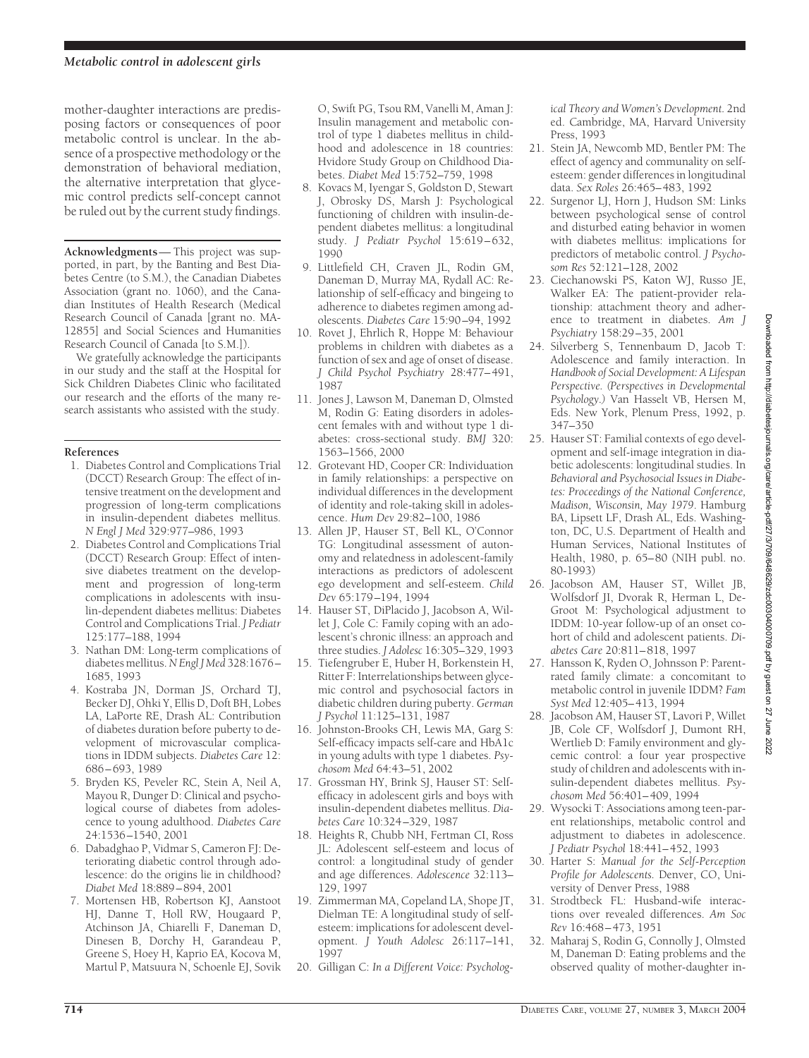mother-daughter interactions are predisposing factors or consequences of poor metabolic control is unclear. In the absence of a prospective methodology or the demonstration of behavioral mediation, the alternative interpretation that glycemic control predicts self-concept cannot be ruled out by the current study findings.

**Acknowledgments** — This project was supported, in part, by the Banting and Best Diabetes Centre (to S.M.), the Canadian Diabetes Association (grant no. 1060), and the Canadian Institutes of Health Research (Medical Research Council of Canada [grant no. MA-12855] and Social Sciences and Humanities Research Council of Canada [to S.M.]).

We gratefully acknowledge the participants in our study and the staff at the Hospital for Sick Children Diabetes Clinic who facilitated our research and the efforts of the many research assistants who assisted with the study.

## References

1. Diabetes Control and Complications Trial (DCCT) Research Group: The effect of intensive treatment on the development and progression of long-term complications in insulin-dependent diabetes mellitus. *N Engl J Med* 329:977–986, 1993
2. Diabetes Control and Complications Trial (DCCT) Research Group: Effect of intensive diabetes treatment on the development and progression of long-term complications in adolescents with insulin-dependent diabetes mellitus: Diabetes Control and Complications Trial. *J Pediatr* 125:177–188, 1994
3. Nathan DM: Long-term complications of diabetes mellitus. *N Engl J Med* 328:1676–1685, 1993
4. Kostraba JN, Dorman JS, Orchard TJ, Becker DJ, Ohki Y, Ellis D, Doft BH, Lobes LA, LaPorte RE, Drash AL: Contribution of diabetes duration before puberty to development of microvascular complications in IDDM subjects. *Diabetes Care* 12:686–693, 1989
5. Bryden KS, Peveler RC, Stein A, Neil A, Mayou R, Dunger D: Clinical and psychological course of diabetes from adolescence to young adulthood. *Diabetes Care* 24:1536–1540, 2001
6. Dabadghao P, Vidmar S, Cameron FJ: Deteriorating diabetic control through adolescence: do the origins lie in childhood? *Diabet Med* 18:889–894, 2001
7. Mortensen HB, Robertson KJ, Aanstoot HJ, Danne T, Holl RW, Hougaard P, Atchinson JA, Chiarelli F, Daneman D, Dinesen B, Dorchy H, Garandeau P, Greene S, Hoey H, Kaprio EA, Kocova M, Martul P, Matsuura N, Schoenle EJ, Sovik O, Swift PG, Tsou RM, Vanelli M, Aman J: Insulin management and metabolic control of type 1 diabetes mellitus in childhood and adolescence in 18 countries: Hvidore Study Group on Childhood Diabetes. *Diabet Med* 15:752–759, 1998
8. Kovacs M, Iyengar S, Goldston D, Stewart J, Obrosky DS, Marsh J: Psychological functioning of children with insulin-dependent diabetes mellitus: a longitudinal study. *J Pediatr Psychol* 15:619–632, 1990
9. Littlefield CH, Craven JL, Rodin GM, Daneman D, Murray MA, Rydall AC: Relationship of self-efficacy and bingeing to adherence to diabetes regimen among adolescents. *Diabetes Care* 15:90–94, 1992
10. Rovet J, Ehrlich R, Hoppe M: Behaviour problems in children with diabetes as a function of sex and age of onset of disease. *J Child Psychol Psychiatry* 28:477–491, 1987
11. Jones J, Lawson M, Daneman D, Olmsted M, Rodin G: Eating disorders in adolescent females with and without type 1 diabetes: cross-sectional study. *BMJ* 320:1563–1566, 2000
12. Grotevant HD, Cooper CR: Individuation in family relationships: a perspective on individual differences in the development of identity and role-taking skill in adolescence. *Hum Dev* 29:82–100, 1986
13. Allen JP, Hauser ST, Bell KL, O'Connor TG: Longitudinal assessment of autonomy and relatedness in adolescent-family interactions as predictors of adolescent ego development and self-esteem. *Child Dev* 65:179–194, 1994
14. Hauser ST, DiPlacido J, Jacobson A, Willet J, Cole C: Family coping with an adolescent's chronic illness: an approach and three studies. *J Adolesc* 16:305–329, 1993
15. Tiefengruber E, Huber H, Borkenstein H, Ritter F: Interrelationships between glycemic control and psychosocial factors in diabetic children during puberty. *German J Psychol* 11:125–131, 1987
16. Johnston-Brooks CH, Lewis MA, Garg S: Self-efficacy impacts self-care and HbA1c in young adults with type 1 diabetes. *Psychosom Med* 64:43–51, 2002
17. Grossman HY, Brink SJ, Hauser ST: Self-efficacy in adolescent girls and boys with insulin-dependent diabetes mellitus. *Diabetes Care* 10:324–329, 1987
18. Heights R, Chubb NH, Fertman CI, Ross JL: Adolescent self-esteem and locus of control: a longitudinal study of gender and age differences. *Adolescence* 32:113–129, 1997
19. Zimmerman MA, Copeland LA, Shope JT, Dielman TE: A longitudinal study of self-esteem: implications for adolescent development. *J Youth Adolesc* 26:117–141, 1997
20. Gilligan C: *In a Different Voice: Psychological Theory and Women's Development.* 2nd ed. Cambridge, MA, Harvard University Press, 1993
21. Stein JA, Newcomb MD, Bentler PM: The effect of agency and communality on self-esteem: gender differences in longitudinal data. *Sex Roles* 26:465–483, 1992
22. Surgenor LJ, Horn J, Hudson SM: Links between psychological sense of control and disturbed eating behavior in women with diabetes mellitus: implications for predictors of metabolic control. *J Psychosom Res* 52:121–128, 2002
23. Ciechanowski PS, Katon WJ, Russo JE, Walker EA: The patient-provider relationship: attachment theory and adherence to treatment in diabetes. *Am J Psychiatry* 158:29–35, 2001
24. Silverberg S, Tennenbaum D, Jacob T: Adolescence and family interaction. In *Handbook of Social Development: A Lifespan Perspective. (Perspectives in Developmental Psychology.)* Van Hasselt VB, Hersen M, Eds. New York, Plenum Press, 1992, p. 347–350
25. Hauser ST: Familial contexts of ego development and self-image integration in diabetic adolescents: longitudinal studies. In *Behavioral and Psychosocial Issues in Diabetes: Proceedings of the National Conference, Madison, Wisconsin, May 1979*. Hamburg BA, Lipsett LF, Drash AL, Eds. Washington, DC, U.S. Department of Health and Human Services, National Institutes of Health, 1980, p. 65–80 (NIH publ. no. 80-1993)
26. Jacobson AM, Hauser ST, Willet JB, Wolfsdorf JI, Dvorak R, Herman L, DeGroot M: Psychological adjustment to IDDM: 10-year follow-up of an onset cohort of child and adolescent patients. *Diabetes Care* 20:811–818, 1997
27. Hansson K, Ryden O, Johnsson P: Parent-rated family climate: a concomitant to metabolic control in juvenile IDDM? *Fam Syst Med* 12:405–413, 1994
28. Jacobson AM, Hauser ST, Lavori P, Willet JB, Cole CF, Wolfsdorf J, Dumont RH, Wertlieb D: Family environment and glycemic control: a four year prospective study of children and adolescents with insulin-dependent diabetes mellitus. *Psychosom Med* 56:401–409, 1994
29. Wysocki T: Associations among teen-parent relationships, metabolic control and adjustment to diabetes in adolescence. *J Pediatr Psychol* 18:441–452, 1993
30. Harter S: *Manual for the Self-Perception Profile for Adolescents.* Denver, CO, University of Denver Press, 1988
31. Strodtbeck FL: Husband-wife interactions over revealed differences. *Am Soc Rev* 16:468–473, 1951
32. Maharaj S, Rodin G, Connolly J, Olmsted M, Daneman D: Eating problems and the observed quality of mother-daughter in-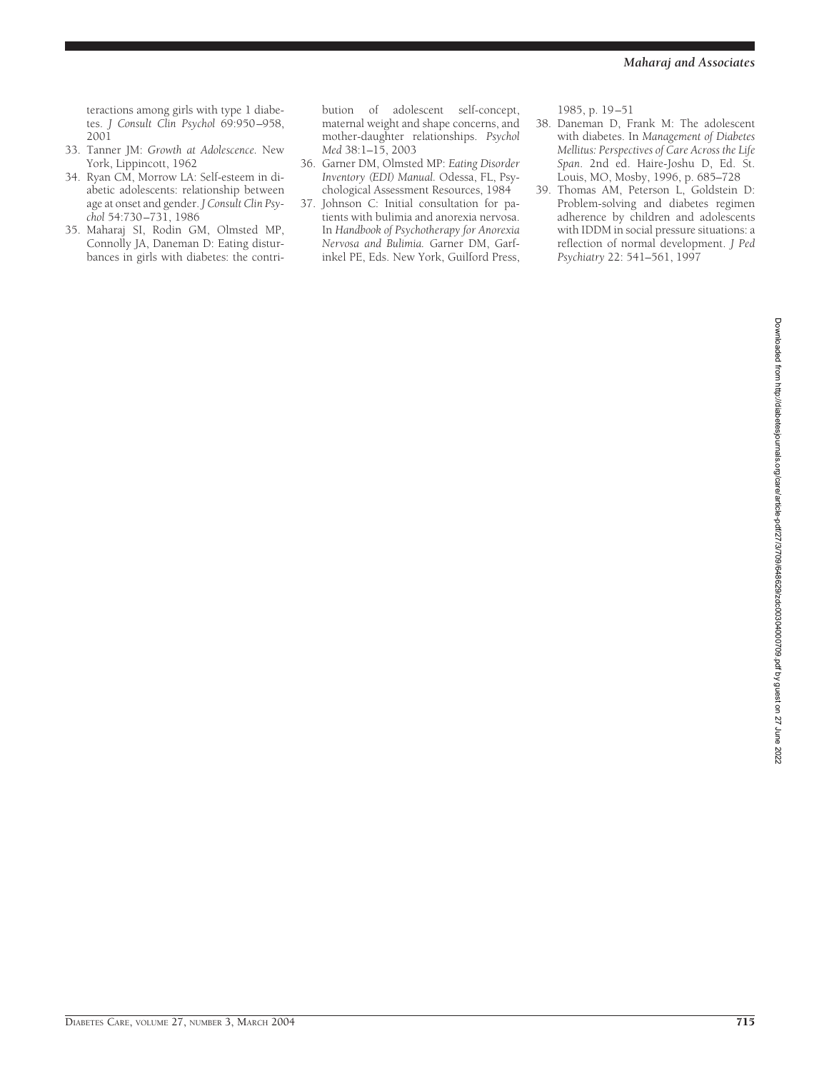teractions among girls with type 1 diabetes. *J Consult Clin Psychol* 69:950–958, 2001

33. Tanner JM: *Growth at Adolescence.* New York, Lippincott, 1962
34. Ryan CM, Morrow LA: Self-esteem in diabetic adolescents: relationship between age at onset and gender. *J Consult Clin Psychol* 54:730–731, 1986
35. Maharaj SI, Rodin GM, Olmsted MP, Connolly JA, Daneman D: Eating disturbances in girls with diabetes: the contribution of adolescent self-concept, maternal weight and shape concerns, and mother-daughter relationships. *Psychol Med* 38:1–15, 2003
36. Garner DM, Olmsted MP: *Eating Disorder Inventory (EDI) Manual.* Odessa, FL, Psychological Assessment Resources, 1984
37. Johnson C: Initial consultation for patients with bulimia and anorexia nervosa. In *Handbook of Psychotherapy for Anorexia Nervosa and Bulimia.* Garner DM, Garfinkel PE, Eds. New York, Guilford Press, 1985, p. 19–51
38. Daneman D, Frank M: The adolescent with diabetes. In *Management of Diabetes Mellitus: Perspectives of Care Across the Life Span.* 2nd ed. Haire-Joshu D, Ed. St. Louis, MO, Mosby, 1996, p. 685–728
39. Thomas AM, Peterson L, Goldstein D: Problem-solving and diabetes regimen adherence by children and adolescents with IDDM in social pressure situations: a reflection of normal development. *J Ped Psychiatry* 22: 541–561, 1997